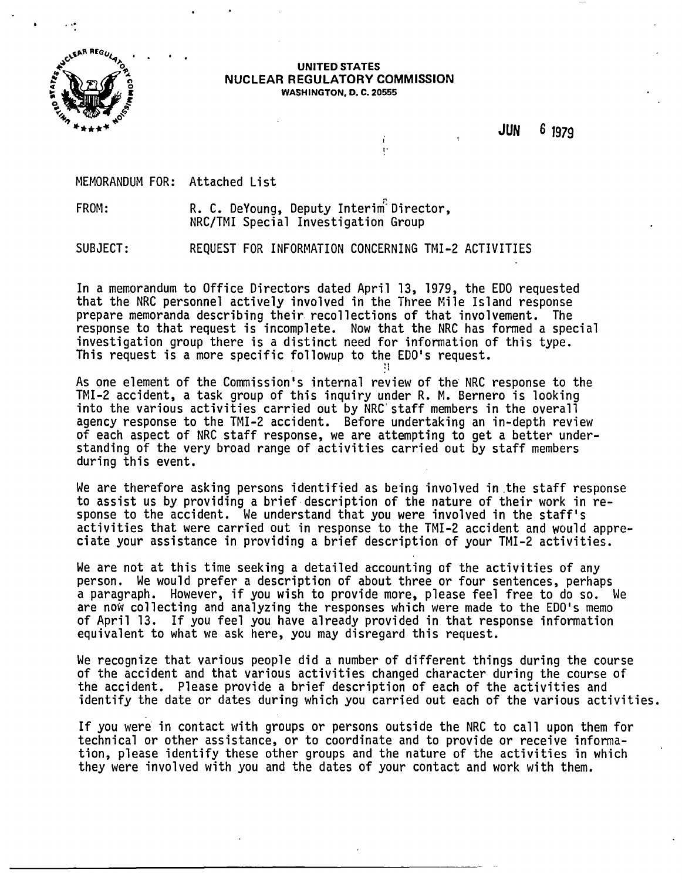**UNITED STATES**
**NUCLEAR REGULATORY COMMISSION**
**WASHINGTON, D. C. 20555**

JUN 6 1979

MEMORANDUM FOR: Attached List

FROM: R. C. DeYoung, Deputy Interim Director, NRC/TMI Special Investigation Group

SUBJECT: REQUEST FOR INFORMATION CONCERNING TMI-2 ACTIVITIES

In a memorandum to Office Directors dated April 13, 1979, the EDO requested that the NRC personnel actively involved in the Three Mile Island response prepare memoranda describing their recollections of that involvement. The response to that request is incomplete. Now that the NRC has formed a special investigation group there is a distinct need for information of this type. This request is a more specific followup to the EDO's request.

As one element of the Commission's internal review of the NRC response to the TMI-2 accident, a task group of this inquiry under R. M. Bernero is looking into the various activities carried out by NRC staff members in the overall agency response to the TMI-2 accident. Before undertaking an in-depth review of each aspect of NRC staff response, we are attempting to get a better understanding of the very broad range of activities carried out by staff members during this event.

We are therefore asking persons identified as being involved in the staff response to assist us by providing a brief description of the nature of their work in response to the accident. We understand that you were involved in the staff's activities that were carried out in response to the TMI-2 accident and would appreciate your assistance in providing a brief description of your TMI-2 activities.

We are not at this time seeking a detailed accounting of the activities of any person. We would prefer a description of about three or four sentences, perhaps a paragraph. However, if you wish to provide more, please feel free to do so. We are now collecting and analyzing the responses which were made to the EDO's memo of April 13. If you feel you have already provided in that response information equivalent to what we ask here, you may disregard this request.

We recognize that various people did a number of different things during the course of the accident and that various activities changed character during the course of the accident. Please provide a brief description of each of the activities and identify the date or dates during which you carried out each of the various activities.

If you were in contact with groups or persons outside the NRC to call upon them for technical or other assistance, or to coordinate and to provide or receive information, please identify these other groups and the nature of the activities in which they were involved with you and the dates of your contact and work with them.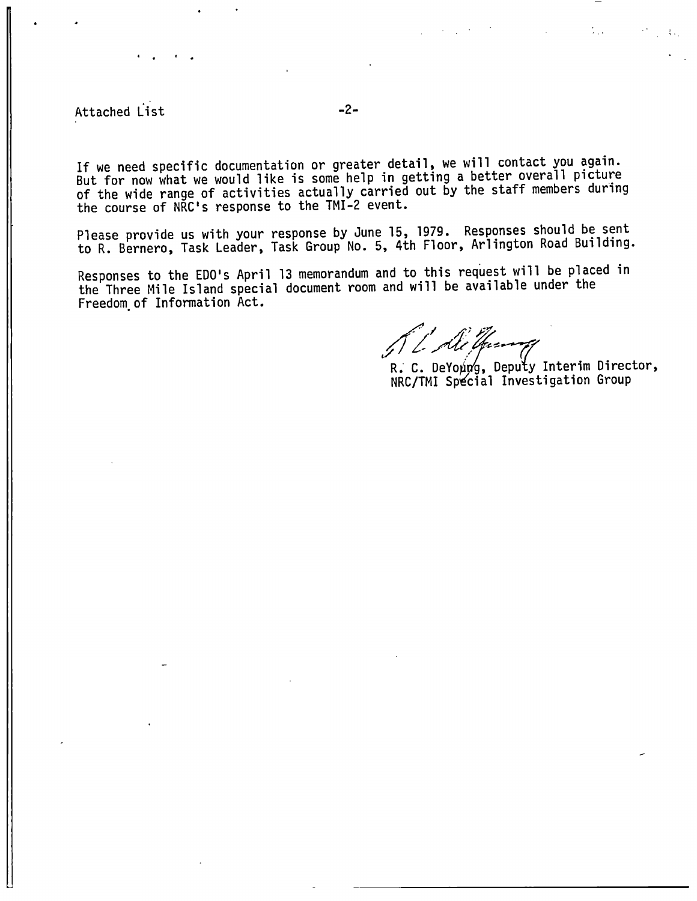Attached List

If we need specific documentation or greater detail, we will contact you again. But for now what we would like is some help in getting a better overall picture of the wide range of activities actually carried out by the staff members during the course of NRC's response to the TMI-2 event.

Please provide us with your response by June 15, 1979. Responses should be sent to R. Bernero, Task Leader, Task Group No. 5, 4th Floor, Arlington Road Building.

Responses to the EDO's April 13 memorandum and to this request will be placed in the Three Mile Island special document room and will be available under the Freedom of Information Act.

R. C. DeYoung, Deputy Interim Director,
NRC/TMI Special Investigation Group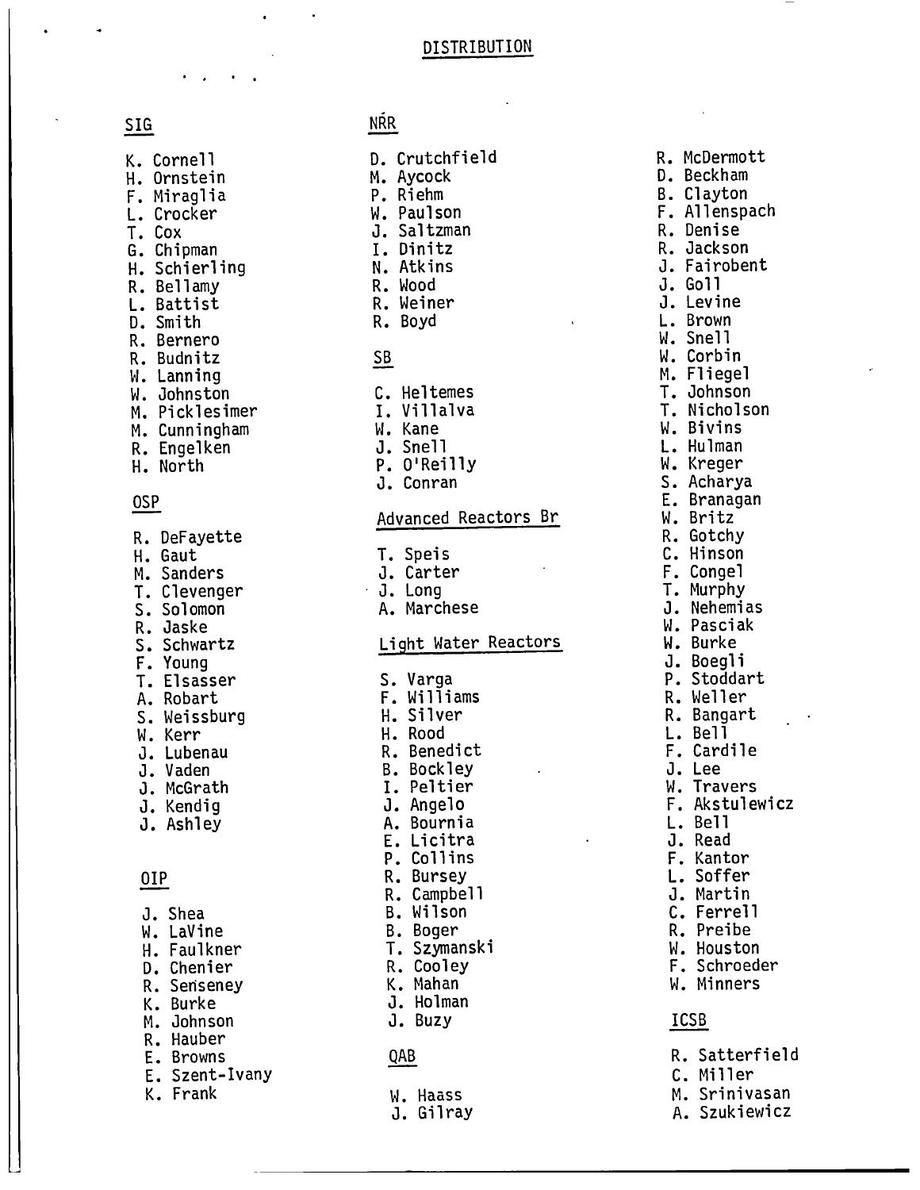## DISTRIBUTION

### SIG

K. Cornell
H. Ornstein
F. Miraglia
L. Crocker
T. Cox
G. Chipman
H. Schierling
R. Bellamy
L. Battist
D. Smith
R. Bernero
R. Budnitz
W. Lanning
W. Johnston
M. Picklesimer
M. Cunningham
R. Engelken
H. North

### OSP

R. DeFayette
H. Gaut
M. Sanders
T. Clevenger
S. Solomon
R. Jaske
S. Schwartz
F. Young
T. Elsasser
A. Robart
S. Weissburg
W. Kerr
J. Lubenau
J. Vaden
J. McGrath
J. Kendig
J. Ashley

### OIP

J. Shea
W. LaVine
H. Faulkner
D. Chenier
R. Seníseney
K. Burke
M. Johnson
R. Hauber
E. Browns
E. Szent-Ivany
K. Frank

### NŔR

D. Crutchfield
M. Aycock
P. Riehm
W. Paulson
J. Saltzman
I. Dinitz
N. Atkins
R. Wood
R. Weiner
R. Boyd

### SB

C. Heltemes
I. Villalva
W. Kane
J. Snell
P. O'Reilly
J. Conran

### Advanced Reactors Br

T. Speis
J. Carter
J. Long
A. Marchese

### Light Water Reactors

S. Varga
F. Williams
H. Silver
H. Rood
R. Benedict
B. Bockley
I. Peltier
J. Angelo
A. Bournia
E. Licitra
P. Collins
R. Bursey
R. Campbell
B. Wilson
B. Boger
T. Szymanski
R. Cooley
K. Mahan
J. Holman
J. Buzy

### QAB

W. Haass
J. Gilray

R. McDermott
D. Beckham
B. Clayton
F. Allenspach
R. Denise
R. Jackson
J. Fairobent
J. Goll
J. Levine
L. Brown
W. Snell
W. Corbin
M. Fliegel
T. Johnson
T. Nicholson
W. Bivins
L. Hulman
W. Kreger
S. Acharya
E. Branagan
W. Britz
R. Gotchy
C. Hinson
F. Congel
T. Murphy
J. Nehemias
W. Pasciak
W. Burke
J. Boegli
P. Stoddart
R. Weller
R. Bangart
L. Bell
F. Cardile
J. Lee
W. Travers
F. Akstulewicz
L. Bell
J. Read
F. Kantor
L. Soffer
J. Martin
C. Ferrell
R. Preibe
W. Houston
F. Schroeder
W. Minners

### ICSB

R. Satterfield
C. Miller
M. Srinivasan
A. Szukiewicz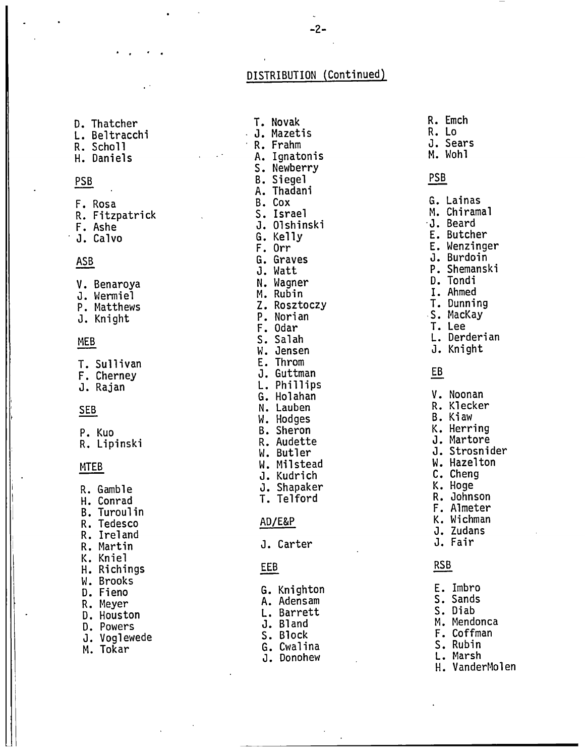## DISTRIBUTION (Continued)

D. Thatcher
L. Beltracchi
R. Scholl
H. Daniels

PSB

F. Rosa
R. Fitzpatrick
F. Ashe
J. Calvo

ASB

V. Benaroya
J. Wermiel
P. Matthews
J. Knight

MEB

T. Sullivan
F. Cherney
J. Rajan

SEB

P. Kuo
R. Lipinski

MTEB

R. Gamble
H. Conrad
B. Turoulin
R. Tedesco
R. Ireland
R. Martin
K. Kniel
H. Richings
W. Brooks
D. Fieno
R. Meyer
D. Houston
D. Powers
J. Voglewede
M. Tokar

T. Novak
J. Mazetis
R. Frahm
A. Ignatonis
S. Newberry
B. Siegel
A. Thadani
B. Cox
S. Israel
J. Olshinski
G. Kelly
F. Orr
G. Graves
J. Watt
N. Wagner
M. Rubin
Z. Rosztoczy
P. Norian
F. Odar
S. Salah
W. Jensen
E. Throm
J. Guttman
L. Phillips
G. Holahan
N. Lauben
W. Hodges
B. Sheron
R. Audette
W. Butler
W. Milstead
J. Kudrich
J. Shapaker
T. Telford

AD/E&P

J. Carter

EEB

G. Knighton
A. Adensam
L. Barrett
J. Bland
S. Block
G. Cwalina
J. Donohew

R. Emch
R. Lo
J. Sears
M. Wohl

PSB

G. Lainas
M. Chiramal
J. Beard
E. Butcher
E. Wenzinger
J. Burdoin
P. Shemanski
D. Tondi
I. Ahmed
T. Dunning
S. MacKay
T. Lee
L. Derderian
J. Knight

EB

V. Noonan
R. Klecker
B. Kiaw
K. Herring
J. Martore
J. Strosnider
W. Hazelton
C. Cheng
K. Hoge
R. Johnson
F. Almeter
K. Wichman
J. Zudans
J. Fair

RSB

E. Imbro
S. Sands
S. Diab
M. Mendonca
F. Coffman
S. Rubin
L. Marsh
H. VanderMolen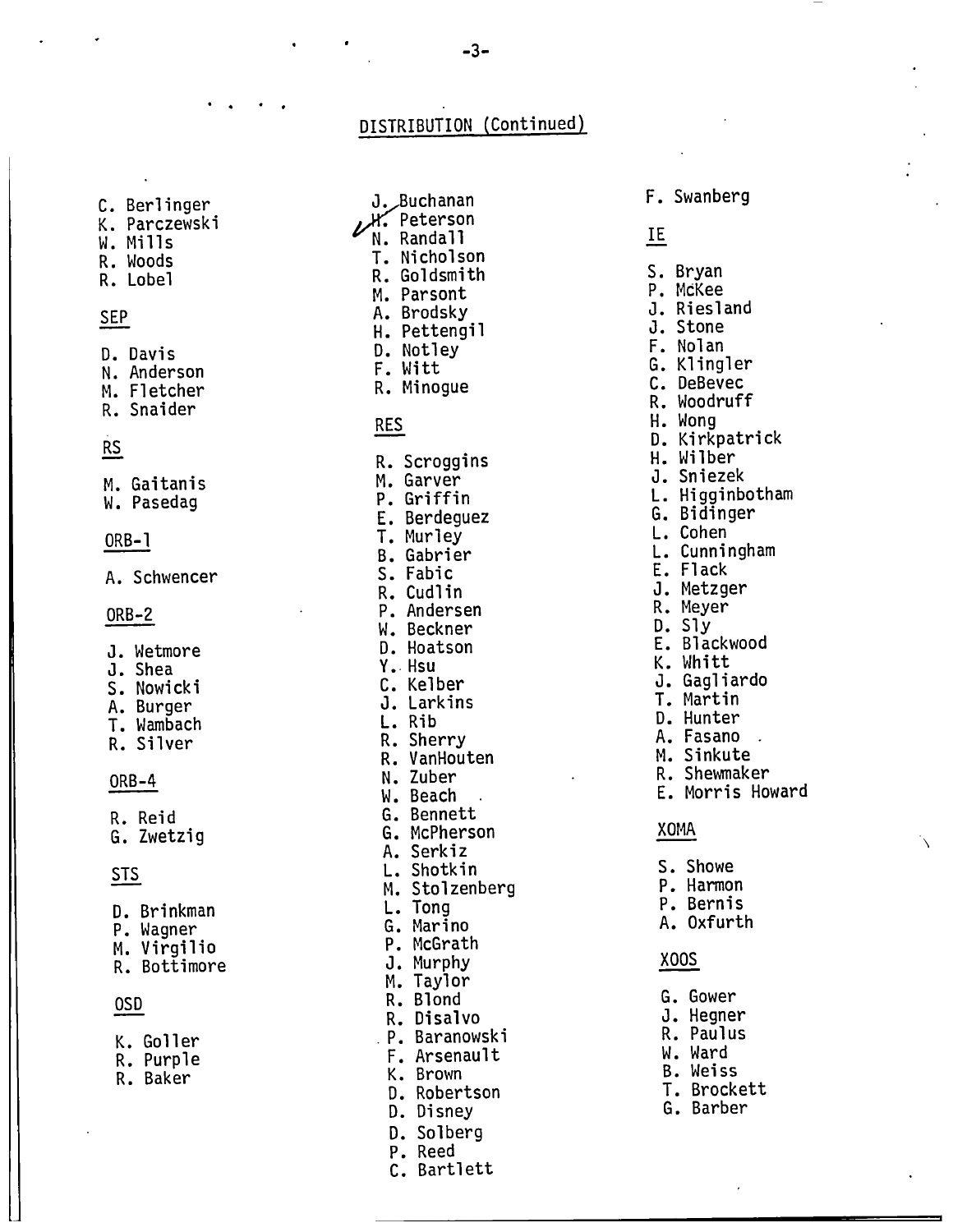## DISTRIBUTION (Continued)

C. Berlinger
K. Parczewski
W. Mills
R. Woods
R. Lobel

SEP

D. Davis
N. Anderson
M. Fletcher
R. Snaider

RS

M. Gaitanis
W. Pasedag

ORB-1

A. Schwencer

ORB-2

J. Wetmore
J. Shea
S. Nowicki
A. Burger
T. Wambach
R. Silver

ORB-4

R. Reid
G. Zwetzig

STS

D. Brinkman
P. Wagner
M. Virgilio
R. Bottimore

OSD

K. Goller
R. Purple
R. Baker

J. Buchanan
H. Peterson
N. Randall
T. Nicholson
R. Goldsmith
M. Parsont
A. Brodsky
H. Pettengil
D. Notley
F. Witt
R. Minogue

RES

R. Scroggins
M. Garver
P. Griffin
E. Berdeguez
T. Murley
B. Gabrier
S. Fabic
R. Cudlin
P. Andersen
W. Beckner
D. Hoatson
Y. Hsu
C. Kelber
J. Larkins
L. Rib
R. Sherry
R. VanHouten
N. Zuber
W. Beach
G. Bennett
G. McPherson
A. Serkiz
L. Shotkin
M. Stolzenberg
L. Tong
G. Marino
P. McGrath
J. Murphy
M. Taylor
R. Blond
R. Disalvo
P. Baranowski
F. Arsenault
K. Brown
D. Robertson
D. Disney
D. Solberg
P. Reed
C. Bartlett

F. Swanberg

IE

S. Bryan
P. McKee
J. Riesland
J. Stone
F. Nolan
G. Klingler
C. DeBevec
R. Woodruff
H. Wong
D. Kirkpatrick
H. Wilber
J. Sniezek
L. Higginbotham
G. Bidinger
L. Cohen
L. Cunningham
E. Flack
J. Metzger
R. Meyer
D. Sly
E. Blackwood
K. Whitt
J. Gagliardo
T. Martin
D. Hunter
A. Fasano
M. Sinkute
R. Shewmaker
E. Morris Howard

XOMA

S. Showe
P. Harmon
P. Bernis
A. Oxfurth

XOOS

G. Gower
J. Hegner
R. Paulus
W. Ward
B. Weiss
T. Brockett
G. Barber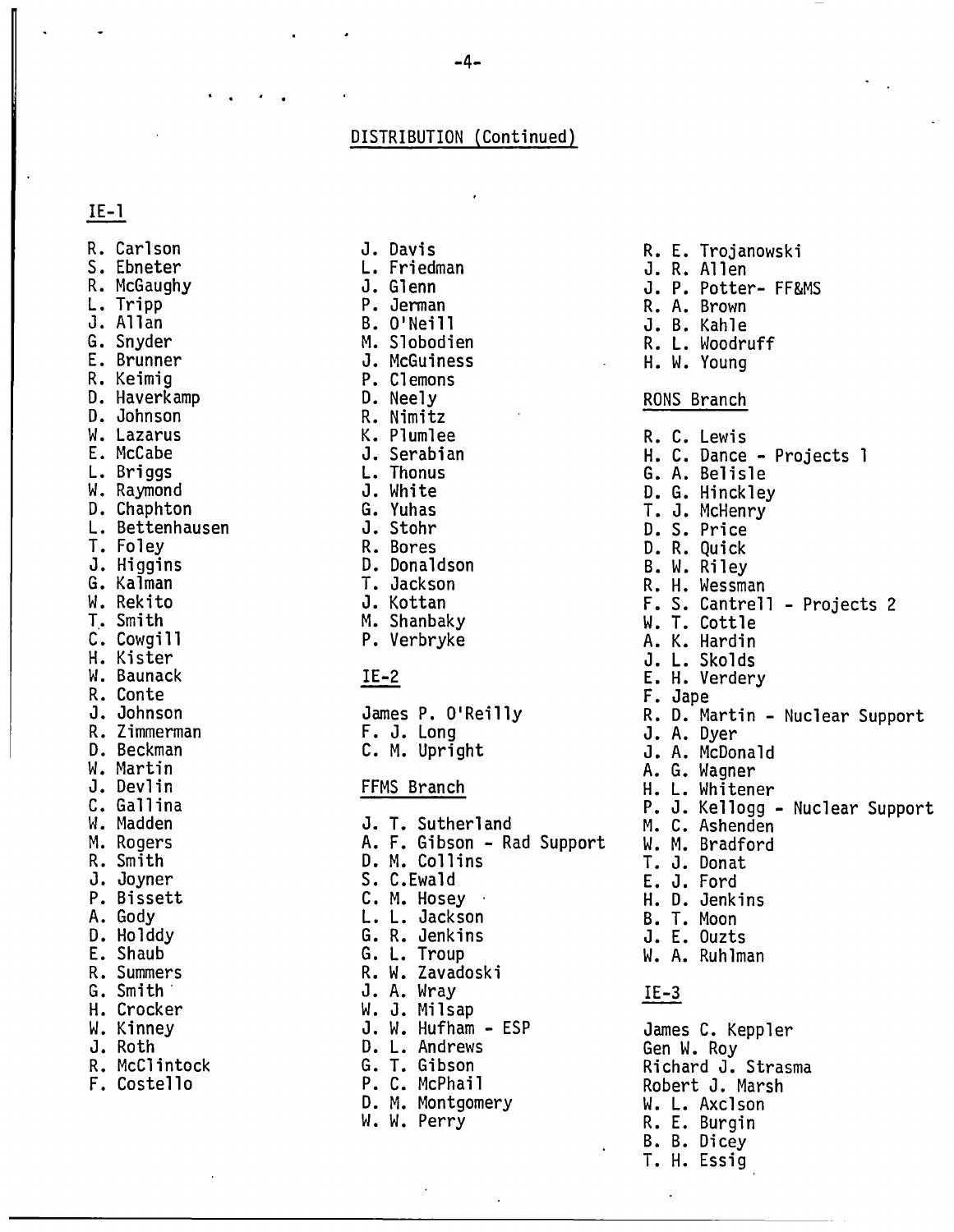## DISTRIBUTION (Continued)

### IE-1

R. Carlson
S. Ebneter
R. McGaughy
L. Tripp
J. Allan
G. Snyder
E. Brunner
R. Keimig
D. Haverkamp
D. Johnson
W. Lazarus
E. McCabe
L. Briggs
W. Raymond
D. Chaphton
L. Bettenhausen
T. Foley
J. Higgins
G. Kalman
W. Rekito
T. Smith
C. Cowgill
H. Kister
W. Baunack
R. Conte
J. Johnson
R. Zimmerman
D. Beckman
W. Martin
J. Devlin
C. Gallina
W. Madden
M. Rogers
R. Smith
J. Joyner
P. Bissett
A. Gody
D. Holddy
E. Shaub
R. Summers
G. Smith
H. Crocker
W. Kinney
J. Roth
R. McClintock
F. Costello
J. Davis
L. Friedman
J. Glenn
P. Jerman
B. O'Neill
M. Slobodien
J. McGuiness
P. Clemons
D. Neely
R. Nimitz
K. Plumlee
J. Serabian
L. Thonus
J. White
G. Yuhas
J. Stohr
R. Bores
D. Donaldson
T. Jackson
J. Kottan
M. Shanbaky
P. Verbryke

### IE-2

James P. O'Reilly
F. J. Long
C. M. Upright

### FFMS Branch

J. T. Sutherland
A. F. Gibson - Rad Support
D. M. Collins
S. C.Ewald
C. M. Hosey
L. L. Jackson
G. R. Jenkins
G. L. Troup
R. W. Zavadoski
J. A. Wray
W. J. Milsap
J. W. Hufham - ESP
D. L. Andrews
G. T. Gibson
P. C. McPhail
D. M. Montgomery
W. W. Perry
R. E. Trojanowski
J. R. Allen
J. P. Potter- FF&MS
R. A. Brown
J. B. Kahle
R. L. Woodruff
H. W. Young

### RONS Branch

R. C. Lewis
H. C. Dance - Projects 1
G. A. Belisle
D. G. Hinckley
T. J. McHenry
D. S. Price
D. R. Quick
B. W. Riley
R. H. Wessman
F. S. Cantrell - Projects 2
W. T. Cottle
A. K. Hardin
J. L. Skolds
E. H. Verdery
F. Jape
R. D. Martin - Nuclear Support
J. A. Dyer
J. A. McDonald
A. G. Wagner
H. L. Whitener
P. J. Kellogg - Nuclear Support
M. C. Ashenden
W. M. Bradford
T. J. Donat
E. J. Ford
H. D. Jenkins
B. T. Moon
J. E. Ouzts
W. A. Ruhlman

### IE-3

James C. Keppler
Gen W. Roy
Richard J. Strasma
Robert J. Marsh
W. L. Axclson
R. E. Burgin
B. B. Dicey
T. H. Essig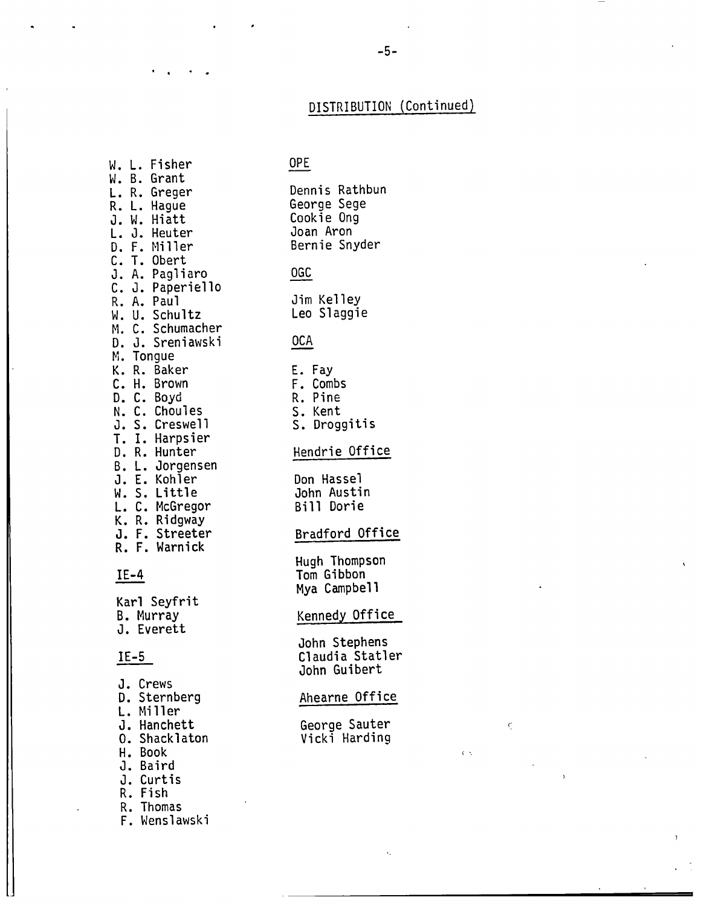DISTRIBUTION (Continued)

W. L. Fisher
W. B. Grant
L. R. Greger
R. L. Hague
J. W. Hiatt
L. J. Heuter
D. F. Miller
C. T. Obert
J. A. Pagliaro
C. J. Paperiello
R. A. Paul
W. U. Schultz
M. C. Schumacher
D. J. Sreniawski
M. Tongue
K. R. Baker
C. H. Brown
D. C. Boyd
N. C. Choules
J. S. Creswell
T. I. Harpsier
D. R. Hunter
B. L. Jorgensen
J. E. Kohler
W. S. Little
L. C. McGregor
K. R. Ridgway
J. F. Streeter
R. F. Warnick

IE-4

Karl Seyfrit
B. Murray
J. Everett

IE-5

J. Crews
D. Sternberg
L. Miller
J. Hanchett
O. Shacklaton
H. Book
J. Baird
J. Curtis
R. Fish
R. Thomas
F. Wenslawski

OPE

Dennis Rathbun
George Sege
Cookie Ong
Joan Aron
Bernie Snyder

OGC

Jim Kelley
Leo Slaggie

OCA

E. Fay
F. Combs
R. Pine
S. Kent
S. Droggitis

Hendrie Office

Don Hassel
John Austin
Bill Dorie

Bradford Office

Hugh Thompson
Tom Gibbon
Mya Campbell

Kennedy Office

John Stephens
Claudia Statler
John Guibert

Ahearne Office

George Sauter
Vicki Harding